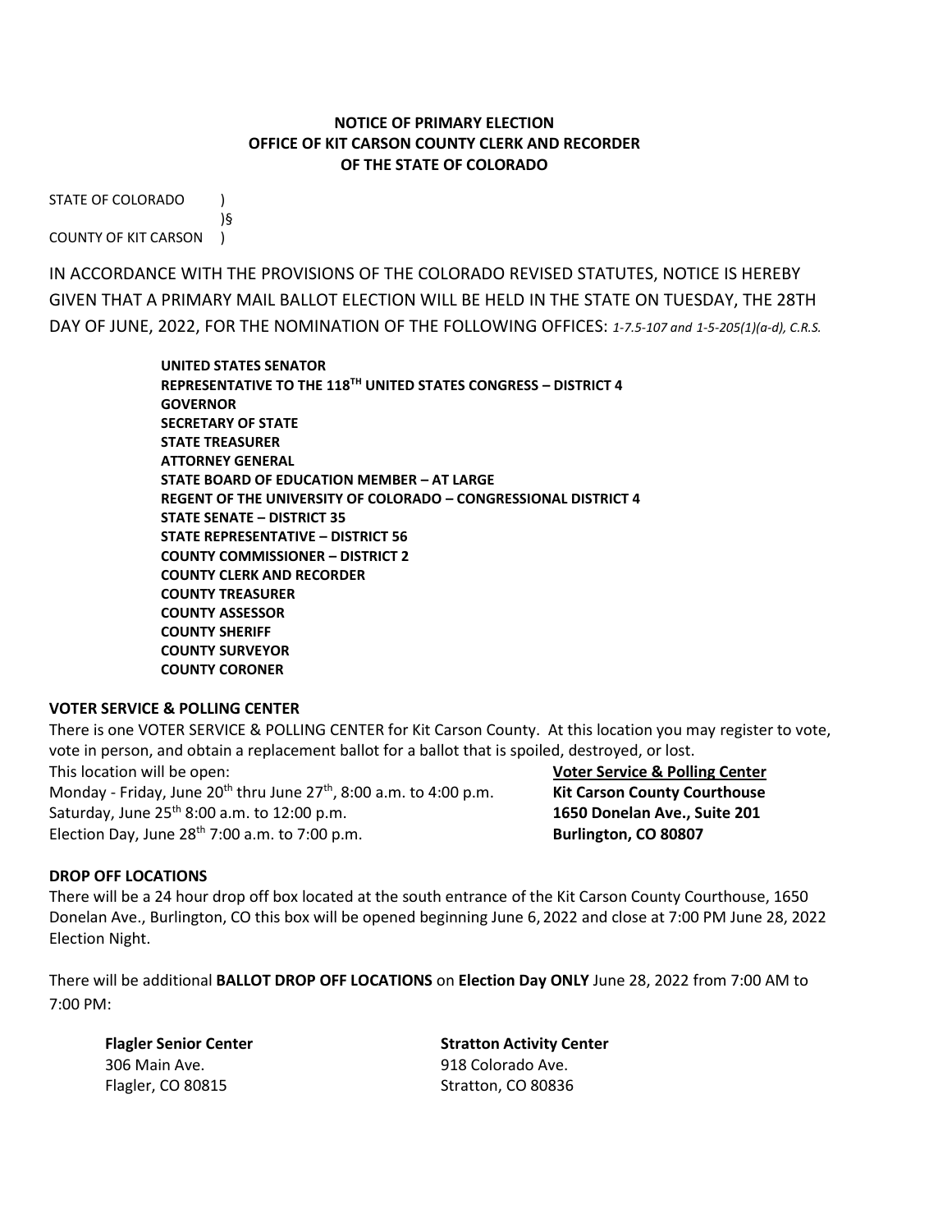**NOTICE OF PRIMARY ELECTION**
**OFFICE OF KIT CARSON COUNTY CLERK AND RECORDER**
**OF THE STATE OF COLORADO**

STATE OF COLORADO )
)§
COUNTY OF KIT CARSON )

IN ACCORDANCE WITH THE PROVISIONS OF THE COLORADO REVISED STATUTES, NOTICE IS HEREBY GIVEN THAT A PRIMARY MAIL BALLOT ELECTION WILL BE HELD IN THE STATE ON TUESDAY, THE 28TH DAY OF JUNE, 2022, FOR THE NOMINATION OF THE FOLLOWING OFFICES: *1-7.5-107 and 1-5-205(1)(a-d), C.R.S.*

**UNITED STATES SENATOR**
**REPRESENTATIVE TO THE 118TH UNITED STATES CONGRESS – DISTRICT 4**
**GOVERNOR**
**SECRETARY OF STATE**
**STATE TREASURER**
**ATTORNEY GENERAL**
**STATE BOARD OF EDUCATION MEMBER – AT LARGE**
**REGENT OF THE UNIVERSITY OF COLORADO – CONGRESSIONAL DISTRICT 4**
**STATE SENATE – DISTRICT 35**
**STATE REPRESENTATIVE – DISTRICT 56**
**COUNTY COMMISSIONER – DISTRICT 2**
**COUNTY CLERK AND RECORDER**
**COUNTY TREASURER**
**COUNTY ASSESSOR**
**COUNTY SHERIFF**
**COUNTY SURVEYOR**
**COUNTY CORONER**

**VOTER SERVICE & POLLING CENTER**

There is one VOTER SERVICE & POLLING CENTER for Kit Carson County. At this location you may register to vote, vote in person, and obtain a replacement ballot for a ballot that is spoiled, destroyed, or lost.

This location will be open:
Monday - Friday, June 20th thru June 27th, 8:00 a.m. to 4:00 p.m.
Saturday, June 25th 8:00 a.m. to 12:00 p.m.
Election Day, June 28th 7:00 a.m. to 7:00 p.m.

**Voter Service & Polling Center**
**Kit Carson County Courthouse**
**1650 Donelan Ave., Suite 201**
**Burlington, CO 80807**

**DROP OFF LOCATIONS**

There will be a 24 hour drop off box located at the south entrance of the Kit Carson County Courthouse, 1650 Donelan Ave., Burlington, CO this box will be opened beginning June 6, 2022 and close at 7:00 PM June 28, 2022 Election Night.

There will be additional **BALLOT DROP OFF LOCATIONS** on **Election Day ONLY** June 28, 2022 from 7:00 AM to 7:00 PM:

**Flagler Senior Center**
306 Main Ave.
Flagler, CO 80815

**Stratton Activity Center**
918 Colorado Ave.
Stratton, CO 80836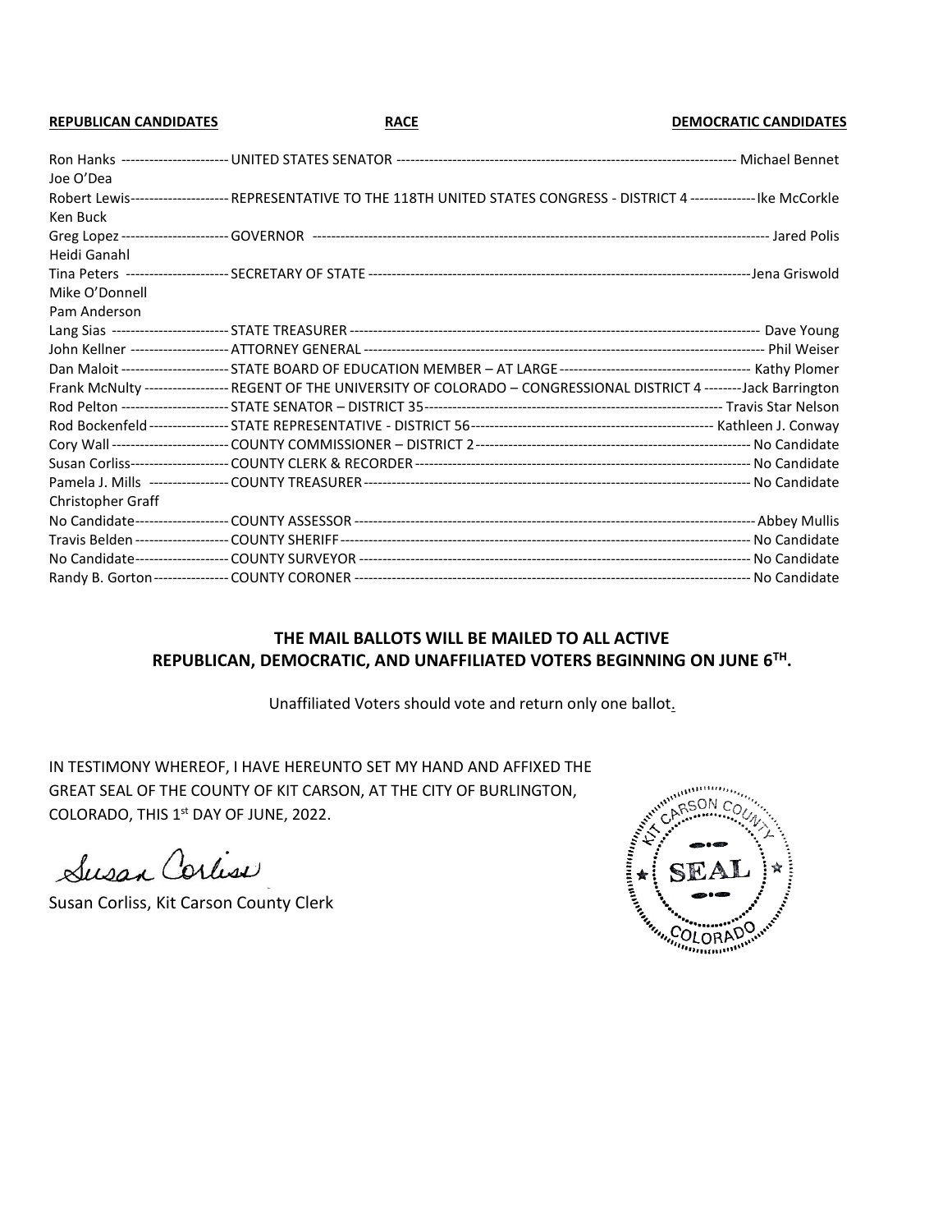| REPUBLICAN CANDIDATES | RACE | DEMOCRATIC CANDIDATES |
|---|---|---|
| Ron Hanks<br>Joe O'Dea | UNITED STATES SENATOR | Michael Bennet |
| Robert Lewis<br>Ken Buck | REPRESENTATIVE TO THE 118TH UNITED STATES CONGRESS - DISTRICT 4 | Ike McCorkle |
| Greg Lopez<br>Heidi Ganahl | GOVERNOR | Jared Polis |
| Tina Peters<br>Mike O'Donnell<br>Pam Anderson | SECRETARY OF STATE | Jena Griswold |
| Lang Sias | STATE TREASURER | Dave Young |
| John Kellner | ATTORNEY GENERAL | Phil Weiser |
| Dan Maloit | STATE BOARD OF EDUCATION MEMBER – AT LARGE | Kathy Plomer |
| Frank McNulty | REGENT OF THE UNIVERSITY OF COLORADO – CONGRESSIONAL DISTRICT 4 | Jack Barrington |
| Rod Pelton | STATE SENATOR – DISTRICT 35 | Travis Star Nelson |
| Rod Bockenfeld | STATE REPRESENTATIVE - DISTRICT 56 | Kathleen J. Conway |
| Cory Wall | COUNTY COMMISSIONER – DISTRICT 2 | No Candidate |
| Susan Corliss | COUNTY CLERK & RECORDER | No Candidate |
| Pamela J. Mills<br>Christopher Graff | COUNTY TREASURER | No Candidate |
| No Candidate | COUNTY ASSESSOR | Abbey Mullis |
| Travis Belden | COUNTY SHERIFF | No Candidate |
| No Candidate | COUNTY SURVEYOR | No Candidate |
| Randy B. Gorton | COUNTY CORONER | No Candidate |

**THE MAIL BALLOTS WILL BE MAILED TO ALL ACTIVE REPUBLICAN, DEMOCRATIC, AND UNAFFILIATED VOTERS BEGINNING ON JUNE 6TH.**

Unaffiliated Voters should vote and return only one ballot.

IN TESTIMONY WHEREOF, I HAVE HEREUNTO SET MY HAND AND AFFIXED THE GREAT SEAL OF THE COUNTY OF KIT CARSON, AT THE CITY OF BURLINGTON, COLORADO, THIS 1st DAY OF JUNE, 2022.

Susan Corliss

Susan Corliss, Kit Carson County Clerk

KIT CARSON COUNTY SEAL COLORADO